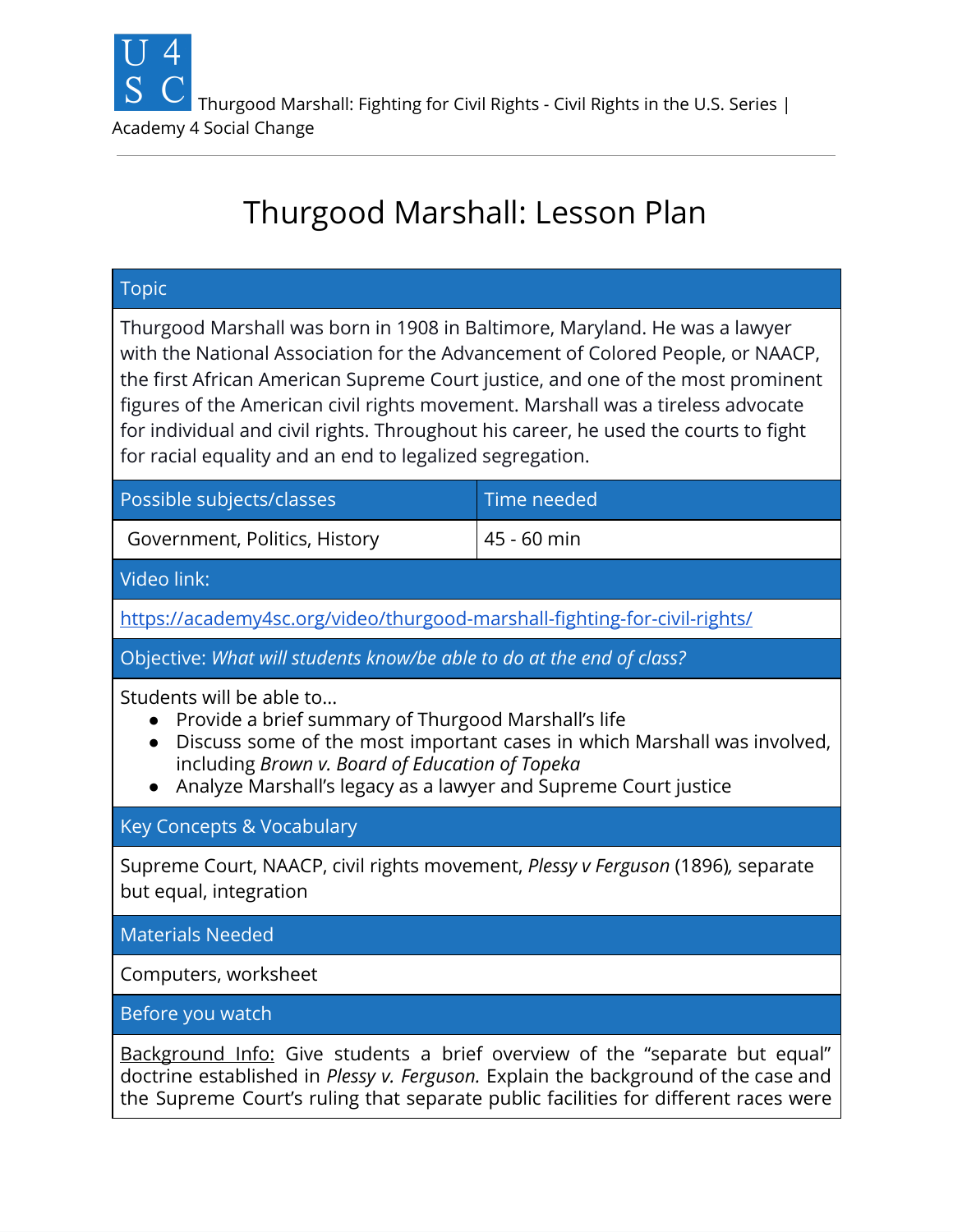U 4 S C Thurgood Marshall: Fighting for Civil Rights - Civil Rights in the U.S. Series | Academy 4 Social Change

# Thurgood Marshall: Lesson Plan

## Topic

Thurgood Marshall was born in 1908 in Baltimore, Maryland. He was a lawyer with the National Association for the Advancement of Colored People, or NAACP, the first African American Supreme Court justice, and one of the most prominent figures of the American civil rights movement. Marshall was a tireless advocate for individual and civil rights. Throughout his career, he used the courts to fight for racial equality and an end to legalized segregation.

| Possible subjects/classes | Time needed |
| --- | --- |
| Government, Politics, History | 45 - 60 min |

## Video link:

https://academy4sc.org/video/thurgood-marshall-fighting-for-civil-rights/

## Objective: *What will students know/be able to do at the end of class?*

Students will be able to...

- Provide a brief summary of Thurgood Marshall's life
- Discuss some of the most important cases in which Marshall was involved, including *Brown v. Board of Education of Topeka*
- Analyze Marshall's legacy as a lawyer and Supreme Court justice

## Key Concepts & Vocabulary

Supreme Court, NAACP, civil rights movement, *Plessy v Ferguson* (1896)*,* separate but equal, integration

## Materials Needed

Computers, worksheet

## Before you watch

Background Info: Give students a brief overview of the "separate but equal" doctrine established in *Plessy v. Ferguson.* Explain the background of the case and the Supreme Court's ruling that separate public facilities for different races were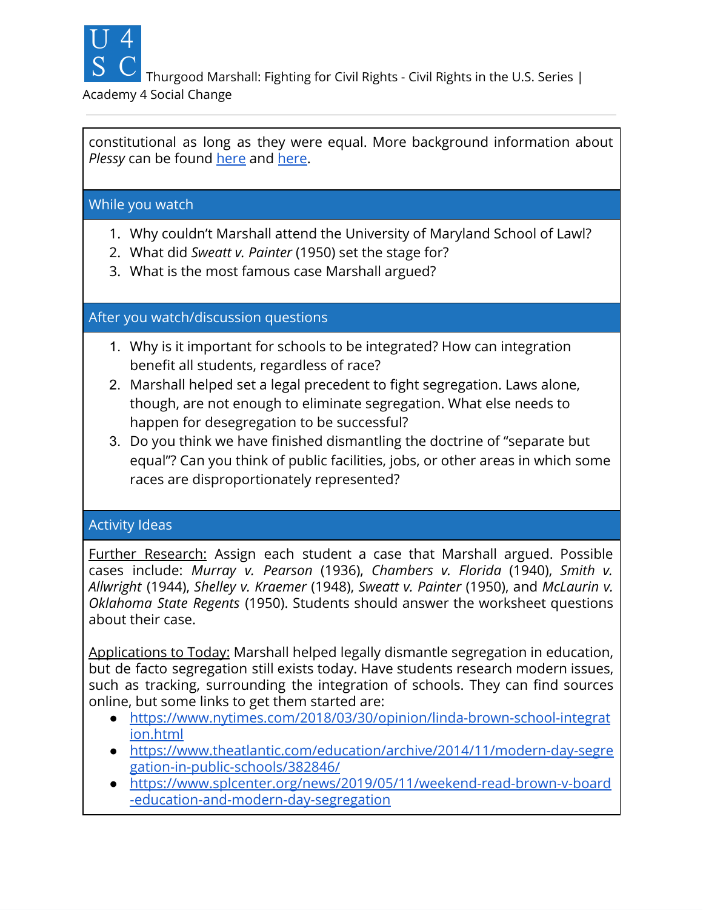constitutional as long as they were equal. More background information about *Plessy* can be found [here]() and [here]().

## While you watch

1. Why couldn't Marshall attend the University of Maryland School of Lawl?
2. What did *Sweatt v. Painter* (1950) set the stage for?
3. What is the most famous case Marshall argued?

## After you watch/discussion questions

1. Why is it important for schools to be integrated? How can integration benefit all students, regardless of race?
2. Marshall helped set a legal precedent to fight segregation. Laws alone, though, are not enough to eliminate segregation. What else needs to happen for desegregation to be successful?
3. Do you think we have finished dismantling the doctrine of "separate but equal"? Can you think of public facilities, jobs, or other areas in which some races are disproportionately represented?

## Activity Ideas

Further Research: Assign each student a case that Marshall argued. Possible cases include: *Murray v. Pearson* (1936), *Chambers v. Florida* (1940), *Smith v. Allwright* (1944), *Shelley v. Kraemer* (1948), *Sweatt v. Painter* (1950), and *McLaurin v. Oklahoma State Regents* (1950). Students should answer the worksheet questions about their case.

Applications to Today: Marshall helped legally dismantle segregation in education, but de facto segregation still exists today. Have students research modern issues, such as tracking, surrounding the integration of schools. They can find sources online, but some links to get them started are:

- https://www.nytimes.com/2018/03/30/opinion/linda-brown-school-integration.html
- https://www.theatlantic.com/education/archive/2014/11/modern-day-segregation-in-public-schools/382846/
- https://www.splcenter.org/news/2019/05/11/weekend-read-brown-v-board-education-and-modern-day-segregation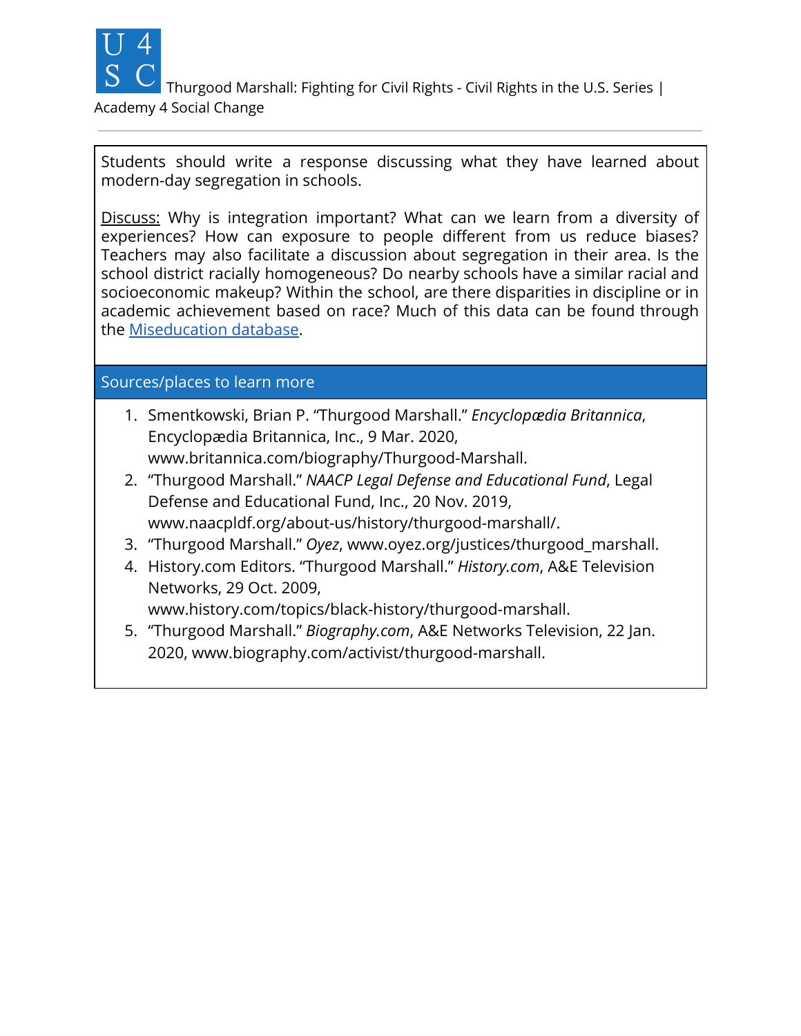Students should write a response discussing what they have learned about modern-day segregation in schools.

Discuss: Why is integration important? What can we learn from a diversity of experiences? How can exposure to people different from us reduce biases? Teachers may also facilitate a discussion about segregation in their area. Is the school district racially homogeneous? Do nearby schools have a similar racial and socioeconomic makeup? Within the school, are there disparities in discipline or in academic achievement based on race? Much of this data can be found through the Miseducation database.

## Sources/places to learn more

1. Smentkowski, Brian P. "Thurgood Marshall." *Encyclopædia Britannica*, Encyclopædia Britannica, Inc., 9 Mar. 2020, www.britannica.com/biography/Thurgood-Marshall.
2. "Thurgood Marshall." *NAACP Legal Defense and Educational Fund*, Legal Defense and Educational Fund, Inc., 20 Nov. 2019, www.naacpldf.org/about-us/history/thurgood-marshall/.
3. "Thurgood Marshall." *Oyez*, www.oyez.org/justices/thurgood_marshall.
4. History.com Editors. "Thurgood Marshall." *History.com*, A&E Television Networks, 29 Oct. 2009, www.history.com/topics/black-history/thurgood-marshall.
5. "Thurgood Marshall." *Biography.com*, A&E Networks Television, 22 Jan. 2020, www.biography.com/activist/thurgood-marshall.